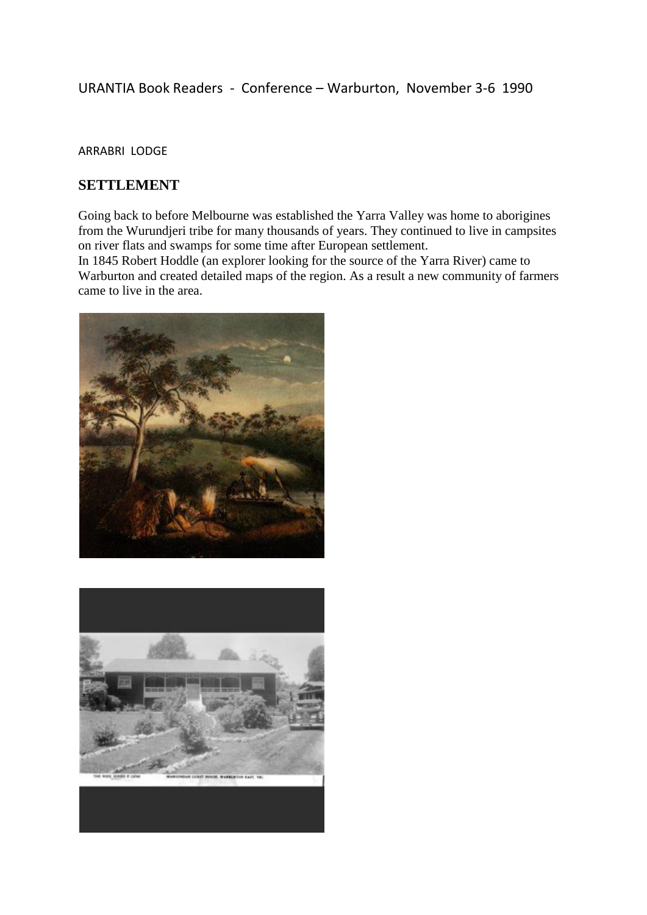URANTIA Book Readers - Conference – Warburton, November 3-6 1990

ARRABRI LODGE

## SETTLEMENT

Going back to before Melbourne was established the Yarra Valley was home to aborigines from the Wurundjeri tribe for many thousands of years. They continued to live in campsites on river flats and swamps for some time after European settlement.
In 1845 Robert Hoddle (an explorer looking for the source of the Yarra River) came to Warburton and created detailed maps of the region. As a result a new community of farmers came to live in the area.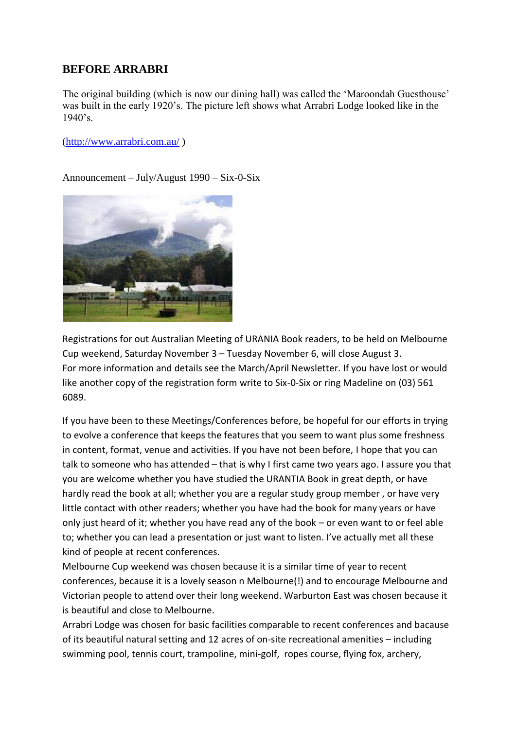## BEFORE ARRABRI

The original building (which is now our dining hall) was called the 'Maroondah Guesthouse' was built in the early 1920's. The picture left shows what Arrabri Lodge looked like in the 1940's.

(http://www.arrabri.com.au/ )

Announcement – July/August 1990 – Six-0-Six

Registrations for out Australian Meeting of URANIA Book readers, to be held on Melbourne Cup weekend, Saturday November 3 – Tuesday November 6, will close August 3.
For more information and details see the March/April Newsletter. If you have lost or would like another copy of the registration form write to Six-0-Six or ring Madeline on (03) 561 6089.

If you have been to these Meetings/Conferences before, be hopeful for our efforts in trying to evolve a conference that keeps the features that you seem to want plus some freshness in content, format, venue and activities. If you have not been before, I hope that you can talk to someone who has attended – that is why I first came two years ago. I assure you that you are welcome whether you have studied the URANTIA Book in great depth, or have hardly read the book at all; whether you are a regular study group member , or have very little contact with other readers; whether you have had the book for many years or have only just heard of it; whether you have read any of the book – or even want to or feel able to; whether you can lead a presentation or just want to listen. I've actually met all these kind of people at recent conferences.
Melbourne Cup weekend was chosen because it is a similar time of year to recent conferences, because it is a lovely season n Melbourne(!) and to encourage Melbourne and Victorian people to attend over their long weekend. Warburton East was chosen because it is beautiful and close to Melbourne.
Arrabri Lodge was chosen for basic facilities comparable to recent conferences and bacause of its beautiful natural setting and 12 acres of on-site recreational amenities – including swimming pool, tennis court, trampoline, mini-golf, ropes course, flying fox, archery,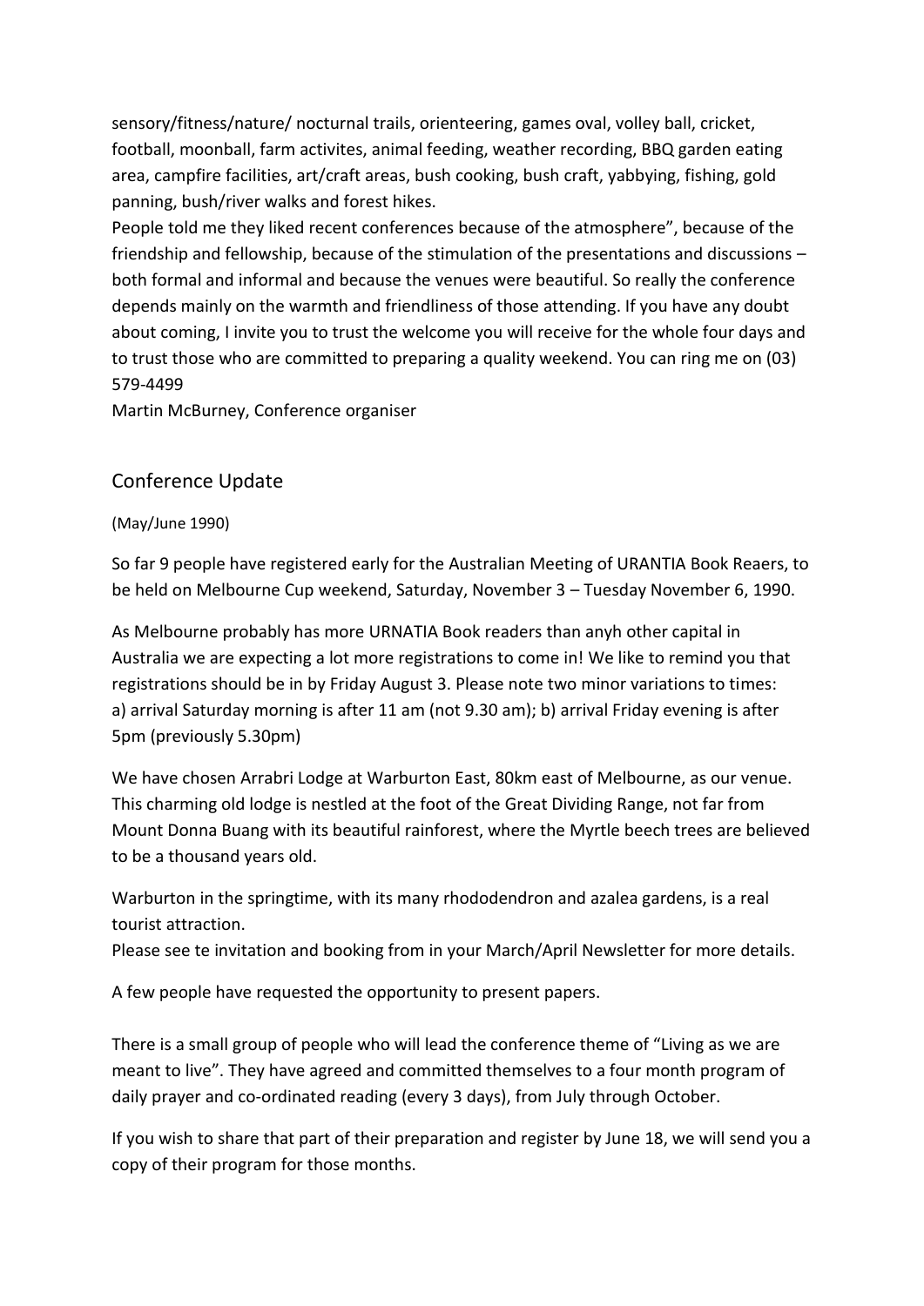sensory/fitness/nature/ nocturnal trails, orienteering, games oval, volley ball, cricket, football, moonball, farm activites, animal feeding, weather recording, BBQ garden eating area, campfire facilities, art/craft areas, bush cooking, bush craft, yabbying, fishing, gold panning, bush/river walks and forest hikes.

People told me they liked recent conferences because of the atmosphere", because of the friendship and fellowship, because of the stimulation of the presentations and discussions – both formal and informal and because the venues were beautiful. So really the conference depends mainly on the warmth and friendliness of those attending. If you have any doubt about coming, I invite you to trust the welcome you will receive for the whole four days and to trust those who are committed to preparing a quality weekend. You can ring me on (03) 579-4499

Martin McBurney, Conference organiser

## Conference Update

(May/June 1990)

So far 9 people have registered early for the Australian Meeting of URANTIA Book Reaers, to be held on Melbourne Cup weekend, Saturday, November 3 – Tuesday November 6, 1990.

As Melbourne probably has more URNATIA Book readers than anyh other capital in Australia we are expecting a lot more registrations to come in! We like to remind you that registrations should be in by Friday August 3. Please note two minor variations to times: a) arrival Saturday morning is after 11 am (not 9.30 am); b) arrival Friday evening is after 5pm (previously 5.30pm)

We have chosen Arrabri Lodge at Warburton East, 80km east of Melbourne, as our venue. This charming old lodge is nestled at the foot of the Great Dividing Range, not far from Mount Donna Buang with its beautiful rainforest, where the Myrtle beech trees are believed to be a thousand years old.

Warburton in the springtime, with its many rhododendron and azalea gardens, is a real tourist attraction.

Please see te invitation and booking from in your March/April Newsletter for more details.

A few people have requested the opportunity to present papers.

There is a small group of people who will lead the conference theme of "Living as we are meant to live". They have agreed and committed themselves to a four month program of daily prayer and co-ordinated reading (every 3 days), from July through October.

If you wish to share that part of their preparation and register by June 18, we will send you a copy of their program for those months.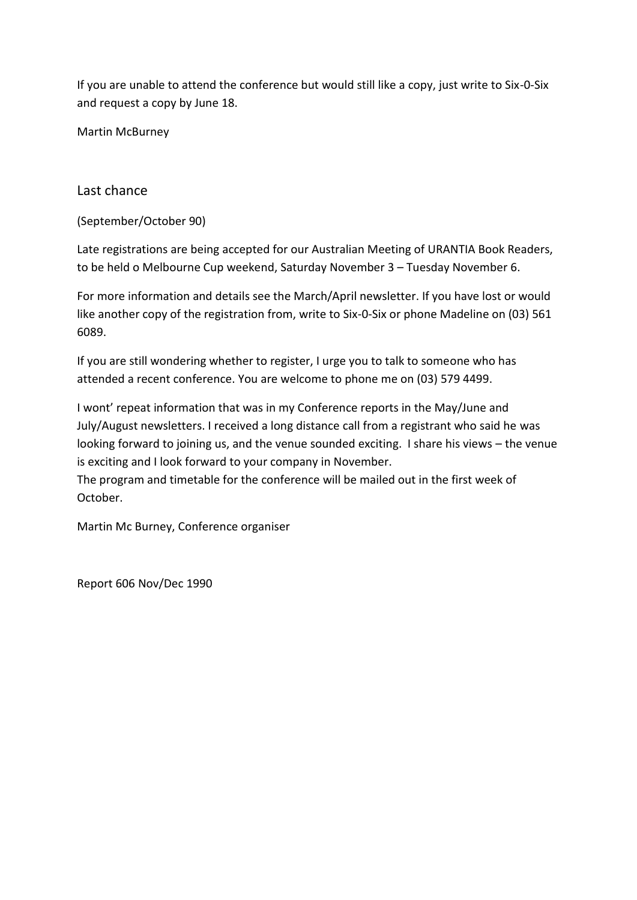If you are unable to attend the conference but would still like a copy, just write to Six-0-Six and request a copy by June 18.

Martin McBurney

## Last chance

(September/October 90)

Late registrations are being accepted for our Australian Meeting of URANTIA Book Readers, to be held o Melbourne Cup weekend, Saturday November 3 – Tuesday November 6.

For more information and details see the March/April newsletter. If you have lost or would like another copy of the registration from, write to Six-0-Six or phone Madeline on (03) 561 6089.

If you are still wondering whether to register, I urge you to talk to someone who has attended a recent conference. You are welcome to phone me on (03) 579 4499.

I wont' repeat information that was in my Conference reports in the May/June and July/August newsletters. I received a long distance call from a registrant who said he was looking forward to joining us, and the venue sounded exciting. I share his views – the venue is exciting and I look forward to your company in November.
The program and timetable for the conference will be mailed out in the first week of October.

Martin Mc Burney, Conference organiser

Report 606 Nov/Dec 1990